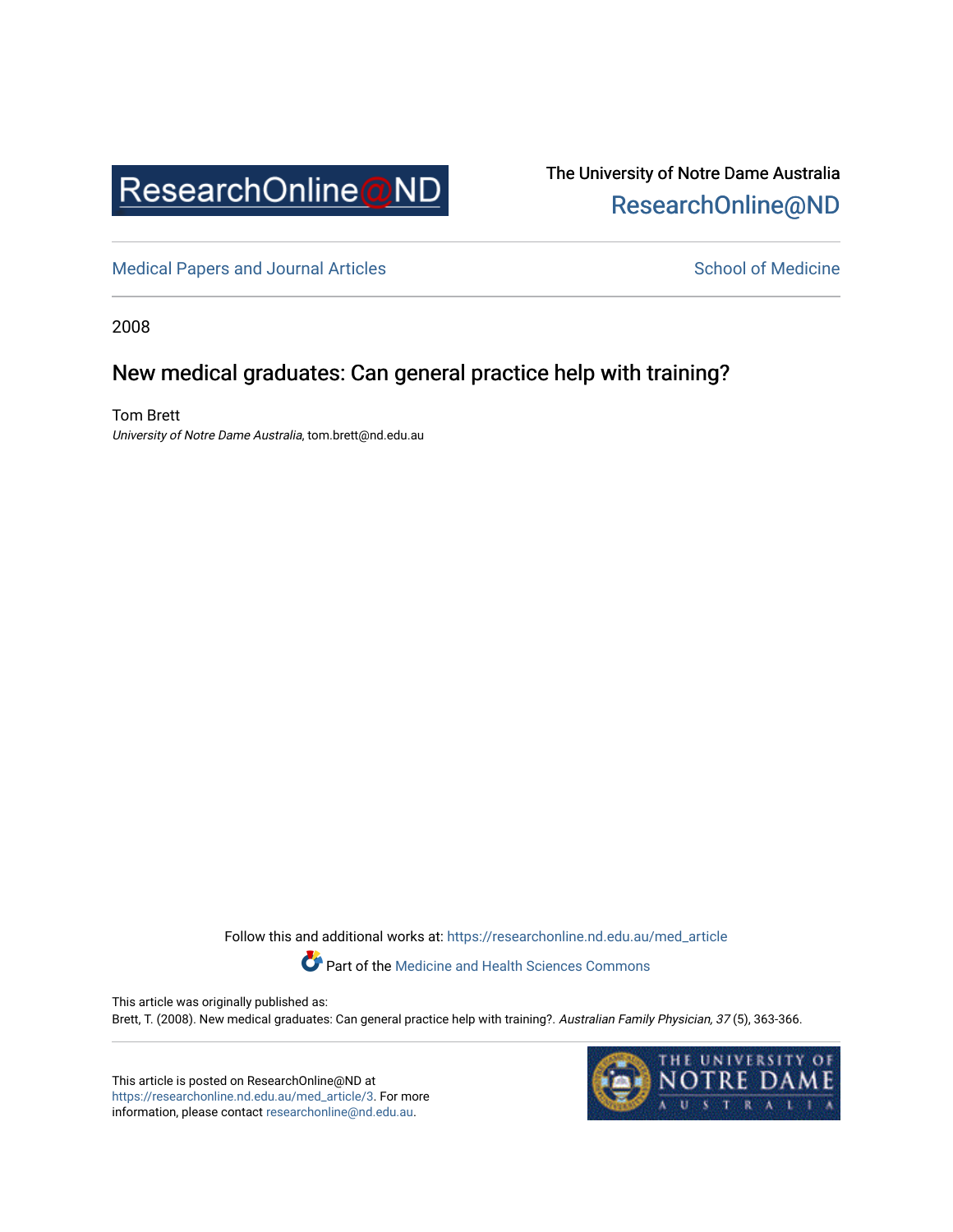The University of Notre Dame Australia
ResearchOnline@ND

Medical Papers and Journal Articles

School of Medicine

2008

# New medical graduates: Can general practice help with training?

Tom Brett
*University of Notre Dame Australia*, tom.brett@nd.edu.au

Follow this and additional works at: https://researchonline.nd.edu.au/med_article

Part of the Medicine and Health Sciences Commons

This article was originally published as:
Brett, T. (2008). New medical graduates: Can general practice help with training?. *Australian Family Physician, 37* (5), 363-366.

This article is posted on ResearchOnline@ND at https://researchonline.nd.edu.au/med_article/3. For more information, please contact researchonline@nd.edu.au.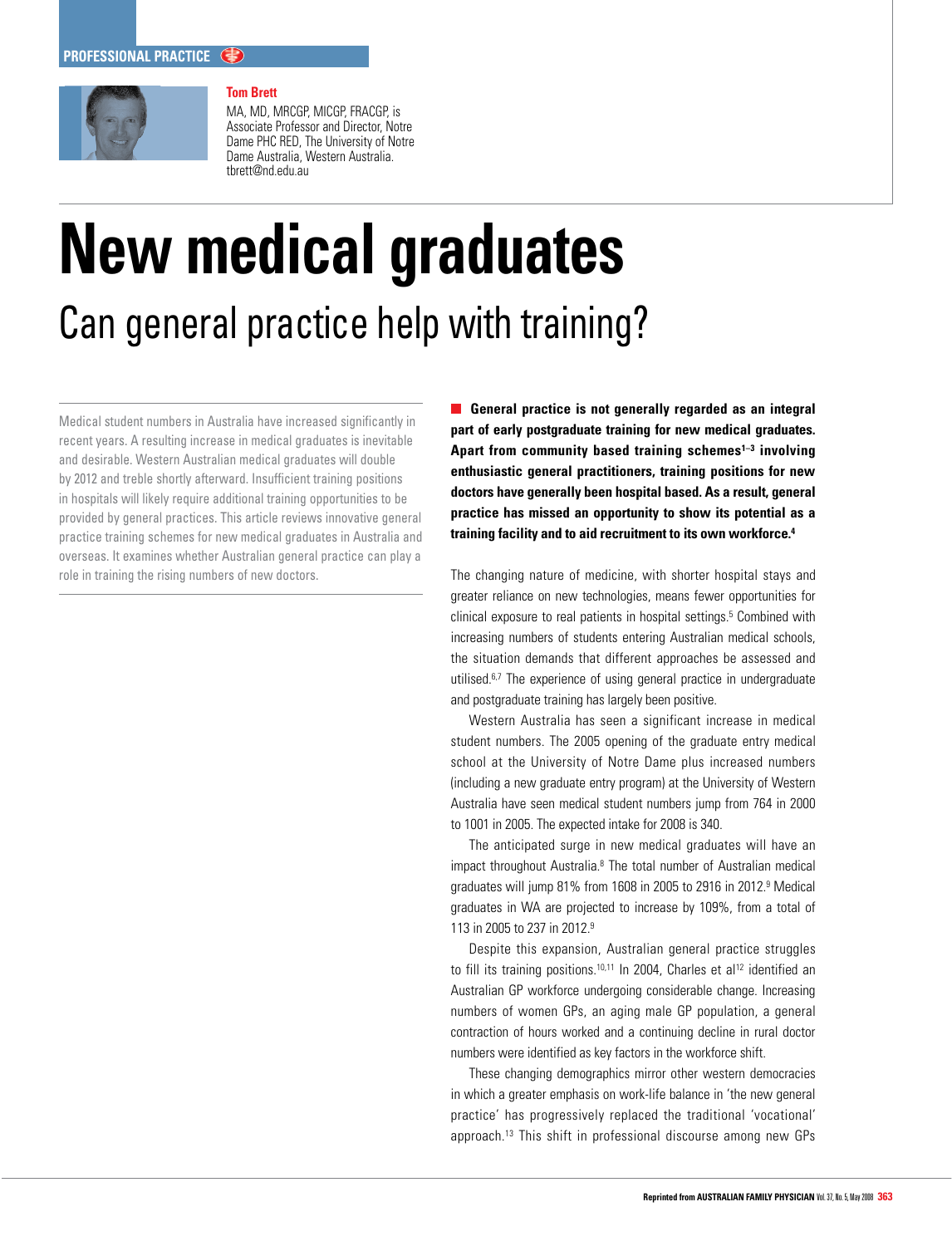PROFESSIONAL PRACTICE

**Tom Brett**

MA, MD, MRCGP, MICGP, FRACGP, is Associate Professor and Director, Notre Dame PHC RED, The University of Notre Dame Australia, Western Australia. tbrett@nd.edu.au

# New medical graduates

## Can general practice help with training?

Medical student numbers in Australia have increased significantly in recent years. A resulting increase in medical graduates is inevitable and desirable. Western Australian medical graduates will double by 2012 and treble shortly afterward. Insufficient training positions in hospitals will likely require additional training opportunities to be provided by general practices. This article reviews innovative general practice training schemes for new medical graduates in Australia and overseas. It examines whether Australian general practice can play a role in training the rising numbers of new doctors.

**General practice is not generally regarded as an integral part of early postgraduate training for new medical graduates. Apart from community based training schemes[1–3] involving enthusiastic general practitioners, training positions for new doctors have generally been hospital based. As a result, general practice has missed an opportunity to show its potential as a training facility and to aid recruitment to its own workforce.[4]**

The changing nature of medicine, with shorter hospital stays and greater reliance on new technologies, means fewer opportunities for clinical exposure to real patients in hospital settings.[5] Combined with increasing numbers of students entering Australian medical schools, the situation demands that different approaches be assessed and utilised.[6,7] The experience of using general practice in undergraduate and postgraduate training has largely been positive.

Western Australia has seen a significant increase in medical student numbers. The 2005 opening of the graduate entry medical school at the University of Notre Dame plus increased numbers (including a new graduate entry program) at the University of Western Australia have seen medical student numbers jump from 764 in 2000 to 1001 in 2005. The expected intake for 2008 is 340.

The anticipated surge in new medical graduates will have an impact throughout Australia.[8] The total number of Australian medical graduates will jump 81% from 1608 in 2005 to 2916 in 2012.[9] Medical graduates in WA are projected to increase by 109%, from a total of 113 in 2005 to 237 in 2012.[9]

Despite this expansion, Australian general practice struggles to fill its training positions.[10,11] In 2004, Charles et al[12] identified an Australian GP workforce undergoing considerable change. Increasing numbers of women GPs, an aging male GP population, a general contraction of hours worked and a continuing decline in rural doctor numbers were identified as key factors in the workforce shift.

These changing demographics mirror other western democracies in which a greater emphasis on work-life balance in 'the new general practice' has progressively replaced the traditional 'vocational' approach.[13] This shift in professional discourse among new GPs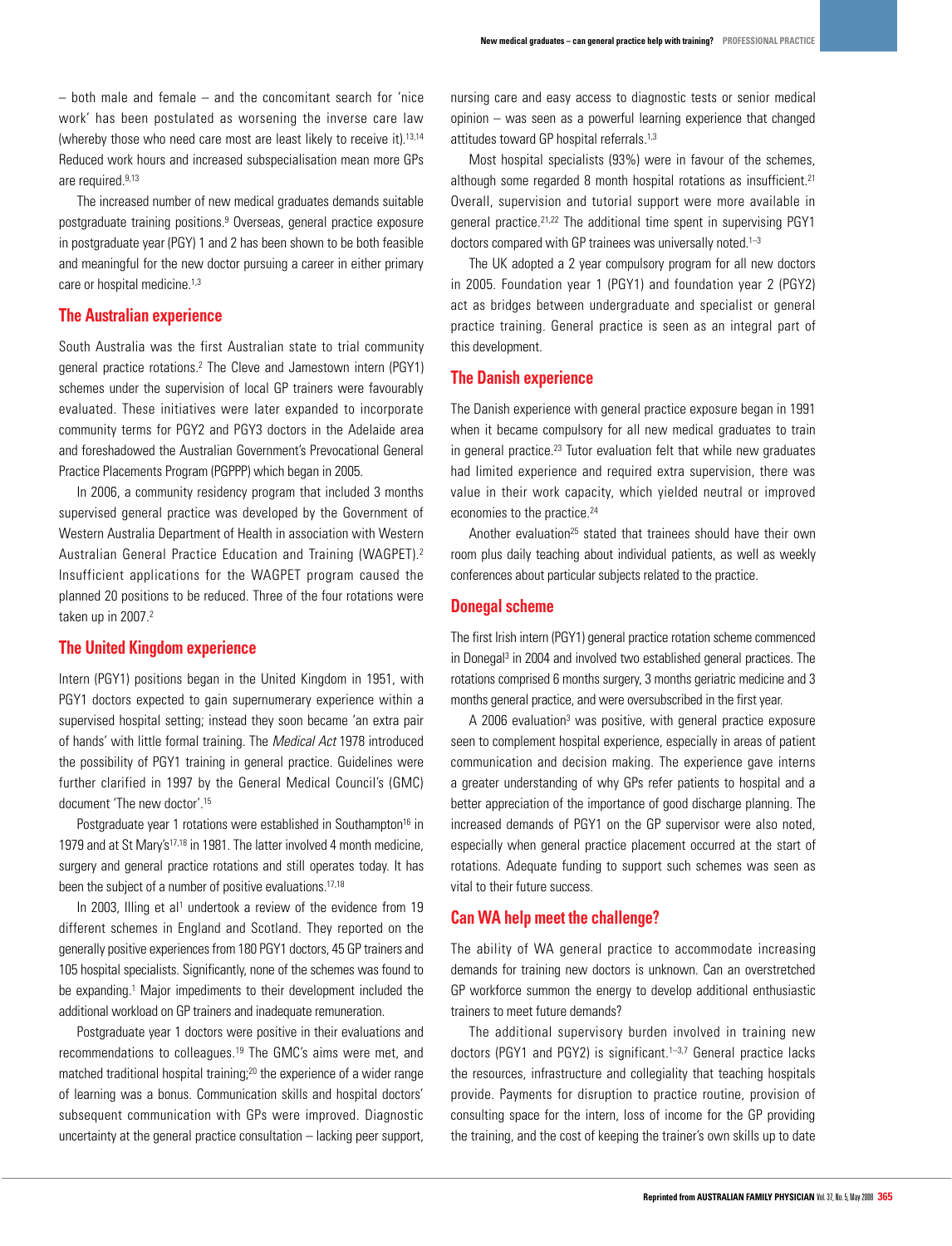– both male and female – and the concomitant search for 'nice work' has been postulated as worsening the inverse care law (whereby those who need care most are least likely to receive it).[13,14] Reduced work hours and increased subspecialisation mean more GPs are required.[9,13]

The increased number of new medical graduates demands suitable postgraduate training positions.[9] Overseas, general practice exposure in postgraduate year (PGY) 1 and 2 has been shown to be both feasible and meaningful for the new doctor pursuing a career in either primary care or hospital medicine.[1,3]

## The Australian experience

South Australia was the first Australian state to trial community general practice rotations.[2] The Cleve and Jamestown intern (PGY1) schemes under the supervision of local GP trainers were favourably evaluated. These initiatives were later expanded to incorporate community terms for PGY2 and PGY3 doctors in the Adelaide area and foreshadowed the Australian Government's Prevocational General Practice Placements Program (PGPPP) which began in 2005.

In 2006, a community residency program that included 3 months supervised general practice was developed by the Government of Western Australia Department of Health in association with Western Australian General Practice Education and Training (WAGPET).[2] Insufficient applications for the WAGPET program caused the planned 20 positions to be reduced. Three of the four rotations were taken up in 2007.[2]

## The United Kingdom experience

Intern (PGY1) positions began in the United Kingdom in 1951, with PGY1 doctors expected to gain supernumerary experience within a supervised hospital setting; instead they soon became 'an extra pair of hands' with little formal training. The *Medical Act* 1978 introduced the possibility of PGY1 training in general practice. Guidelines were further clarified in 1997 by the General Medical Council's (GMC) document 'The new doctor'.[15]

Postgraduate year 1 rotations were established in Southampton[16] in 1979 and at St Mary's[17,18] in 1981. The latter involved 4 month medicine, surgery and general practice rotations and still operates today. It has been the subject of a number of positive evaluations.[17,18]

In 2003, Illing et al[1] undertook a review of the evidence from 19 different schemes in England and Scotland. They reported on the generally positive experiences from 180 PGY1 doctors, 45 GP trainers and 105 hospital specialists. Significantly, none of the schemes was found to be expanding.[1] Major impediments to their development included the additional workload on GP trainers and inadequate remuneration.

Postgraduate year 1 doctors were positive in their evaluations and recommendations to colleagues.[19] The GMC's aims were met, and matched traditional hospital training;[20] the experience of a wider range of learning was a bonus. Communication skills and hospital doctors' subsequent communication with GPs were improved. Diagnostic uncertainty at the general practice consultation – lacking peer support, nursing care and easy access to diagnostic tests or senior medical opinion – was seen as a powerful learning experience that changed attitudes toward GP hospital referrals.[1,3]

Most hospital specialists (93%) were in favour of the schemes, although some regarded 8 month hospital rotations as insufficient.[21] Overall, supervision and tutorial support were more available in general practice.[21,22] The additional time spent in supervising PGY1 doctors compared with GP trainees was universally noted.[1–3]

The UK adopted a 2 year compulsory program for all new doctors in 2005. Foundation year 1 (PGY1) and foundation year 2 (PGY2) act as bridges between undergraduate and specialist or general practice training. General practice is seen as an integral part of this development.

## The Danish experience

The Danish experience with general practice exposure began in 1991 when it became compulsory for all new medical graduates to train in general practice.[23] Tutor evaluation felt that while new graduates had limited experience and required extra supervision, there was value in their work capacity, which yielded neutral or improved economies to the practice.[24]

Another evaluation[25] stated that trainees should have their own room plus daily teaching about individual patients, as well as weekly conferences about particular subjects related to the practice.

## Donegal scheme

The first Irish intern (PGY1) general practice rotation scheme commenced in Donegal[3] in 2004 and involved two established general practices. The rotations comprised 6 months surgery, 3 months geriatric medicine and 3 months general practice, and were oversubscribed in the first year.

A 2006 evaluation[3] was positive, with general practice exposure seen to complement hospital experience, especially in areas of patient communication and decision making. The experience gave interns a greater understanding of why GPs refer patients to hospital and a better appreciation of the importance of good discharge planning. The increased demands of PGY1 on the GP supervisor were also noted, especially when general practice placement occurred at the start of rotations. Adequate funding to support such schemes was seen as vital to their future success.

## Can WA help meet the challenge?

The ability of WA general practice to accommodate increasing demands for training new doctors is unknown. Can an overstretched GP workforce summon the energy to develop additional enthusiastic trainers to meet future demands?

The additional supervisory burden involved in training new doctors (PGY1 and PGY2) is significant.[1–3,7] General practice lacks the resources, infrastructure and collegiality that teaching hospitals provide. Payments for disruption to practice routine, provision of consulting space for the intern, loss of income for the GP providing the training, and the cost of keeping the trainer's own skills up to date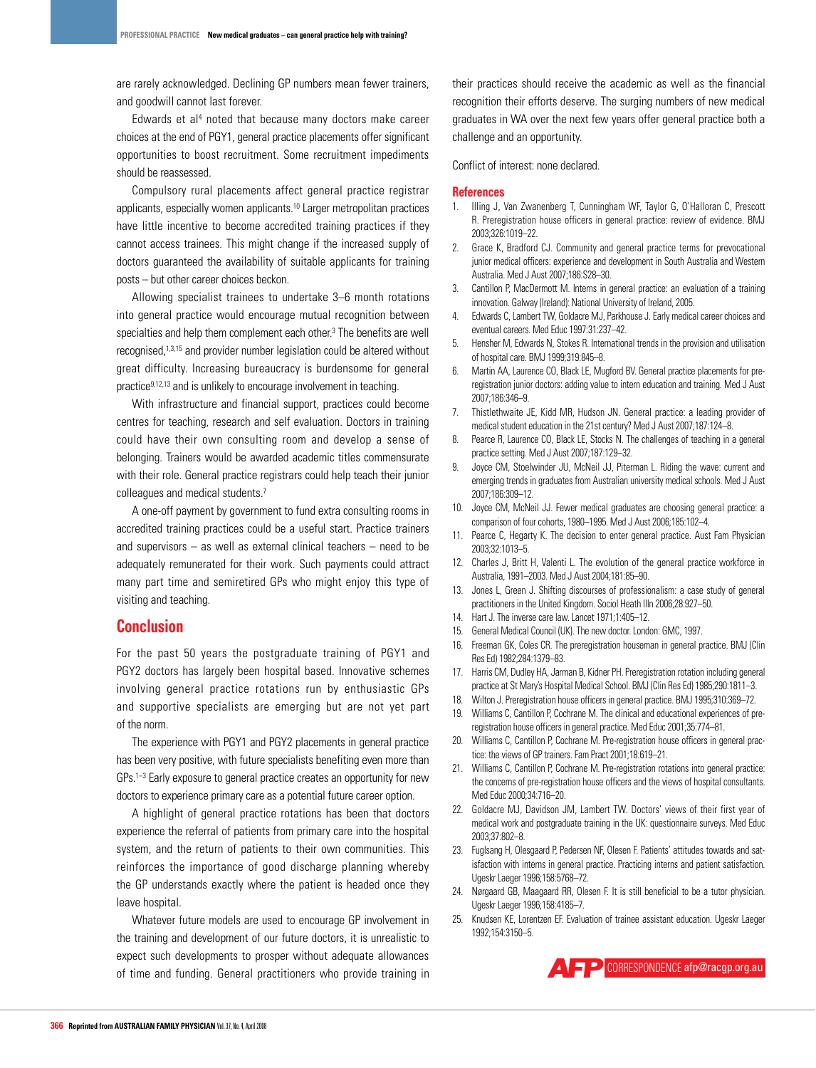are rarely acknowledged. Declining GP numbers mean fewer trainers, and goodwill cannot last forever.

Edwards et al[4] noted that because many doctors make career choices at the end of PGY1, general practice placements offer significant opportunities to boost recruitment. Some recruitment impediments should be reassessed.

Compulsory rural placements affect general practice registrar applicants, especially women applicants.[10] Larger metropolitan practices have little incentive to become accredited training practices if they cannot access trainees. This might change if the increased supply of doctors guaranteed the availability of suitable applicants for training posts – but other career choices beckon.

Allowing specialist trainees to undertake 3–6 month rotations into general practice would encourage mutual recognition between specialties and help them complement each other.[3] The benefits are well recognised,[1,3,15] and provider number legislation could be altered without great difficulty. Increasing bureaucracy is burdensome for general practice[9,12,13] and is unlikely to encourage involvement in teaching.

With infrastructure and financial support, practices could become centres for teaching, research and self evaluation. Doctors in training could have their own consulting room and develop a sense of belonging. Trainers would be awarded academic titles commensurate with their role. General practice registrars could help teach their junior colleagues and medical students.[7]

A one-off payment by government to fund extra consulting rooms in accredited training practices could be a useful start. Practice trainers and supervisors – as well as external clinical teachers – need to be adequately remunerated for their work. Such payments could attract many part time and semiretired GPs who might enjoy this type of visiting and teaching.

## Conclusion

For the past 50 years the postgraduate training of PGY1 and PGY2 doctors has largely been hospital based. Innovative schemes involving general practice rotations run by enthusiastic GPs and supportive specialists are emerging but are not yet part of the norm.

The experience with PGY1 and PGY2 placements in general practice has been very positive, with future specialists benefiting even more than GPs.[1–3] Early exposure to general practice creates an opportunity for new doctors to experience primary care as a potential future career option.

A highlight of general practice rotations has been that doctors experience the referral of patients from primary care into the hospital system, and the return of patients to their own communities. This reinforces the importance of good discharge planning whereby the GP understands exactly where the patient is headed once they leave hospital.

Whatever future models are used to encourage GP involvement in the training and development of our future doctors, it is unrealistic to expect such developments to prosper without adequate allowances of time and funding. General practitioners who provide training in their practices should receive the academic as well as the financial recognition their efforts deserve. The surging numbers of new medical graduates in WA over the next few years offer general practice both a challenge and an opportunity.

Conflict of interest: none declared.

## References

1. Illing J, Van Zwanenberg T, Cunningham WF, Taylor G, O'Halloran C, Prescott R. Preregistration house officers in general practice: review of evidence. BMJ 2003;326:1019–22.
2. Grace K, Bradford CJ. Community and general practice terms for prevocational junior medical officers: experience and development in South Australia and Western Australia. Med J Aust 2007;186:S28–30.
3. Cantillon P, MacDermott M. Interns in general practice: an evaluation of a training innovation. Galway (Ireland): National University of Ireland, 2005.
4. Edwards C, Lambert TW, Goldacre MJ, Parkhouse J. Early medical career choices and eventual careers. Med Educ 1997:31:237–42.
5. Hensher M, Edwards N, Stokes R. International trends in the provision and utilisation of hospital care. BMJ 1999;319:845–8.
6. Martin AA, Laurence CO, Black LE, Mugford BV. General practice placements for preregistration junior doctors: adding value to intern education and training. Med J Aust 2007;186:346–9.
7. Thistlethwaite JE, Kidd MR, Hudson JN. General practice: a leading provider of medical student education in the 21st century? Med J Aust 2007;187:124–8.
8. Pearce R, Laurence CO, Black LE, Stocks N. The challenges of teaching in a general practice setting. Med J Aust 2007;187:129–32.
9. Joyce CM, Stoelwinder JU, McNeil JJ, Piterman L. Riding the wave: current and emerging trends in graduates from Australian university medical schools. Med J Aust 2007;186:309–12.
10. Joyce CM, McNeil JJ. Fewer medical graduates are choosing general practice: a comparison of four cohorts, 1980–1995. Med J Aust 2006;185:102–4.
11. Pearce C, Hegarty K. The decision to enter general practice. Aust Fam Physician 2003;32:1013–5.
12. Charles J, Britt H, Valenti L. The evolution of the general practice workforce in Australia, 1991–2003. Med J Aust 2004;181:85–90.
13. Jones L, Green J. Shifting discourses of professionalism: a case study of general practitioners in the United Kingdom. Sociol Heath Illn 2006;28:927–50.
14. Hart J. The inverse care law. Lancet 1971;1:405–12.
15. General Medical Council (UK). The new doctor. London: GMC, 1997.
16. Freeman GK, Coles CR. The preregistration houseman in general practice. BMJ (Clin Res Ed) 1982;284:1379–83.
17. Harris CM, Dudley HA, Jarman B, Kidner PH. Preregistration rotation including general practice at St Mary's Hospital Medical School. BMJ (Clin Res Ed) 1985;290:1811–3.
18. Wilton J. Preregistration house officers in general practice. BMJ 1995;310:369–72.
19. Williams C, Cantillon P, Cochrane M. The clinical and educational experiences of preregistration house officers in general practice. Med Educ 2001;35:774–81.
20. Williams C, Cantillon P, Cochrane M. Pre-registration house officers in general practice: the views of GP trainers. Fam Pract 2001;18:619–21.
21. Williams C, Cantillon P, Cochrane M. Pre-registration rotations into general practice: the concerns of pre-registration house officers and the views of hospital consultants. Med Educ 2000;34:716–20.
22. Goldacre MJ, Davidson JM, Lambert TW. Doctors' views of their first year of medical work and postgraduate training in the UK: questionnaire surveys. Med Educ 2003;37:802–8.
23. Fuglsang H, Olesgaard P, Pedersen NF, Olesen F. Patients' attitudes towards and satisfaction with interns in general practice. Practicing interns and patient satisfaction. Ugeskr Laeger 1996;158:5768–72.
24. Nørgaard GB, Maagaard RR, Olesen F. It is still beneficial to be a tutor physician. Ugeskr Laeger 1996;158:4185–7.
25. Knudsen KE, Lorentzen EF. Evaluation of trainee assistant education. Ugeskr Laeger 1992;154:3150–5.

AFP CORRESPONDENCE afp@racgp.org.au